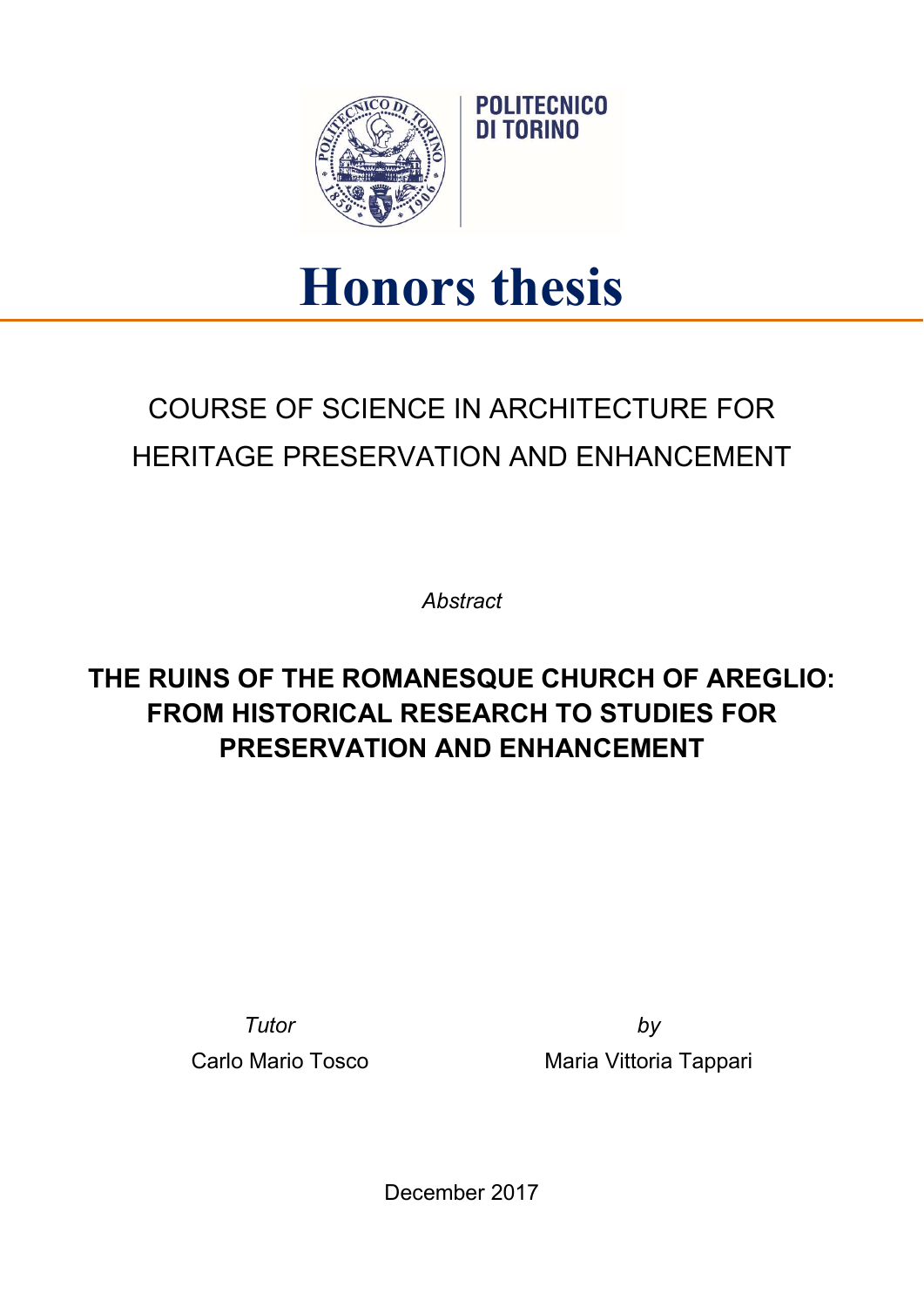POLITECNICO
DI TORINO

# Honors thesis

## COURSE OF SCIENCE IN ARCHITECTURE FOR HERITAGE PRESERVATION AND ENHANCEMENT

*Abstract*

**THE RUINS OF THE ROMANESQUE CHURCH OF AREGLIO: FROM HISTORICAL RESEARCH TO STUDIES FOR PRESERVATION AND ENHANCEMENT**

*Tutor*
Carlo Mario Tosco

*by*
Maria Vittoria Tappari

December 2017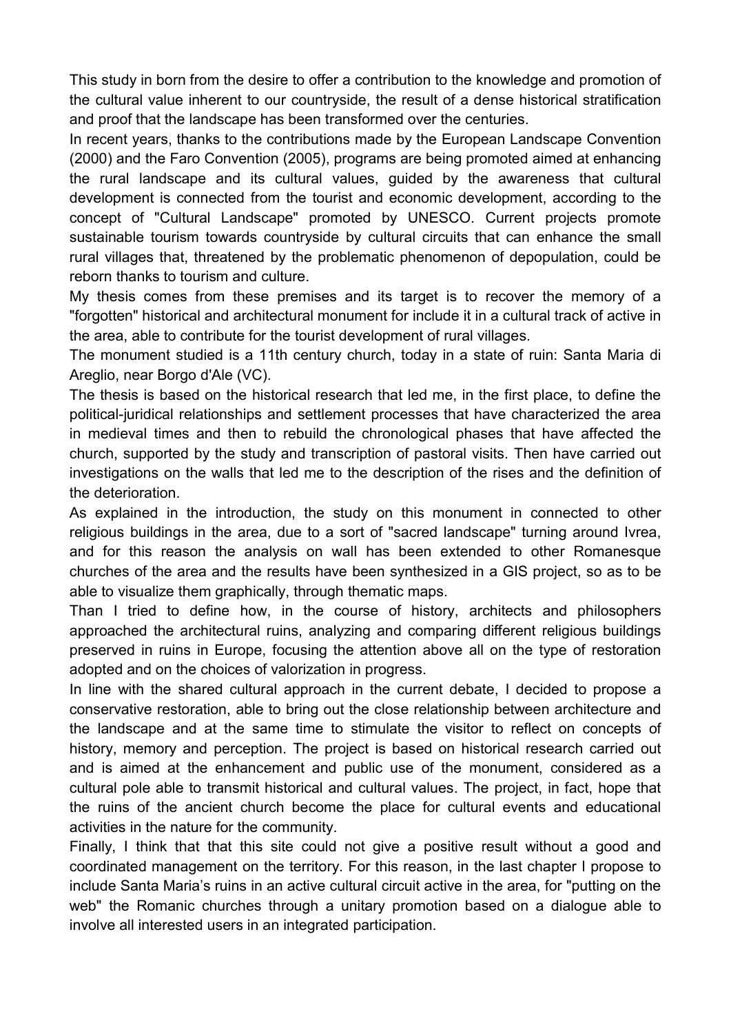This study in born from the desire to offer a contribution to the knowledge and promotion of the cultural value inherent to our countryside, the result of a dense historical stratification and proof that the landscape has been transformed over the centuries.

In recent years, thanks to the contributions made by the European Landscape Convention (2000) and the Faro Convention (2005), programs are being promoted aimed at enhancing the rural landscape and its cultural values, guided by the awareness that cultural development is connected from the tourist and economic development, according to the concept of "Cultural Landscape" promoted by UNESCO. Current projects promote sustainable tourism towards countryside by cultural circuits that can enhance the small rural villages that, threatened by the problematic phenomenon of depopulation, could be reborn thanks to tourism and culture.

My thesis comes from these premises and its target is to recover the memory of a "forgotten" historical and architectural monument for include it in a cultural track of active in the area, able to contribute for the tourist development of rural villages.

The monument studied is a 11th century church, today in a state of ruin: Santa Maria di Areglio, near Borgo d'Ale (VC).

The thesis is based on the historical research that led me, in the first place, to define the political-juridical relationships and settlement processes that have characterized the area in medieval times and then to rebuild the chronological phases that have affected the church, supported by the study and transcription of pastoral visits. Then have carried out investigations on the walls that led me to the description of the rises and the definition of the deterioration.

As explained in the introduction, the study on this monument in connected to other religious buildings in the area, due to a sort of "sacred landscape" turning around Ivrea, and for this reason the analysis on wall has been extended to other Romanesque churches of the area and the results have been synthesized in a GIS project, so as to be able to visualize them graphically, through thematic maps.

Than I tried to define how, in the course of history, architects and philosophers approached the architectural ruins, analyzing and comparing different religious buildings preserved in ruins in Europe, focusing the attention above all on the type of restoration adopted and on the choices of valorization in progress.

In line with the shared cultural approach in the current debate, I decided to propose a conservative restoration, able to bring out the close relationship between architecture and the landscape and at the same time to stimulate the visitor to reflect on concepts of history, memory and perception. The project is based on historical research carried out and is aimed at the enhancement and public use of the monument, considered as a cultural pole able to transmit historical and cultural values. The project, in fact, hope that the ruins of the ancient church become the place for cultural events and educational activities in the nature for the community.

Finally, I think that that this site could not give a positive result without a good and coordinated management on the territory. For this reason, in the last chapter I propose to include Santa Maria's ruins in an active cultural circuit active in the area, for "putting on the web" the Romanic churches through a unitary promotion based on a dialogue able to involve all interested users in an integrated participation.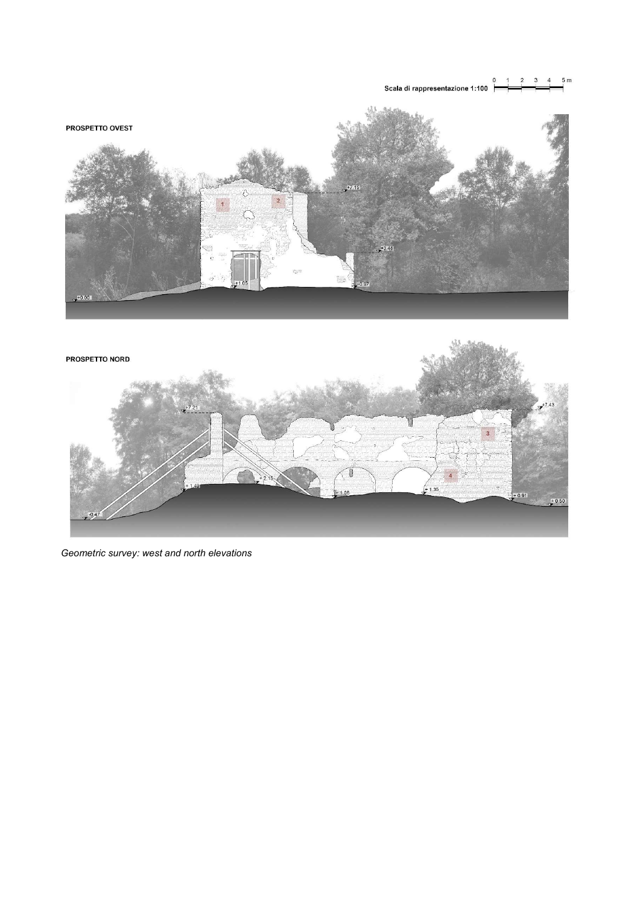Scala di rappresentazione 1:100

PROSPETTO OVEST

PROSPETTO NORD

*Geometric survey: west and north elevations*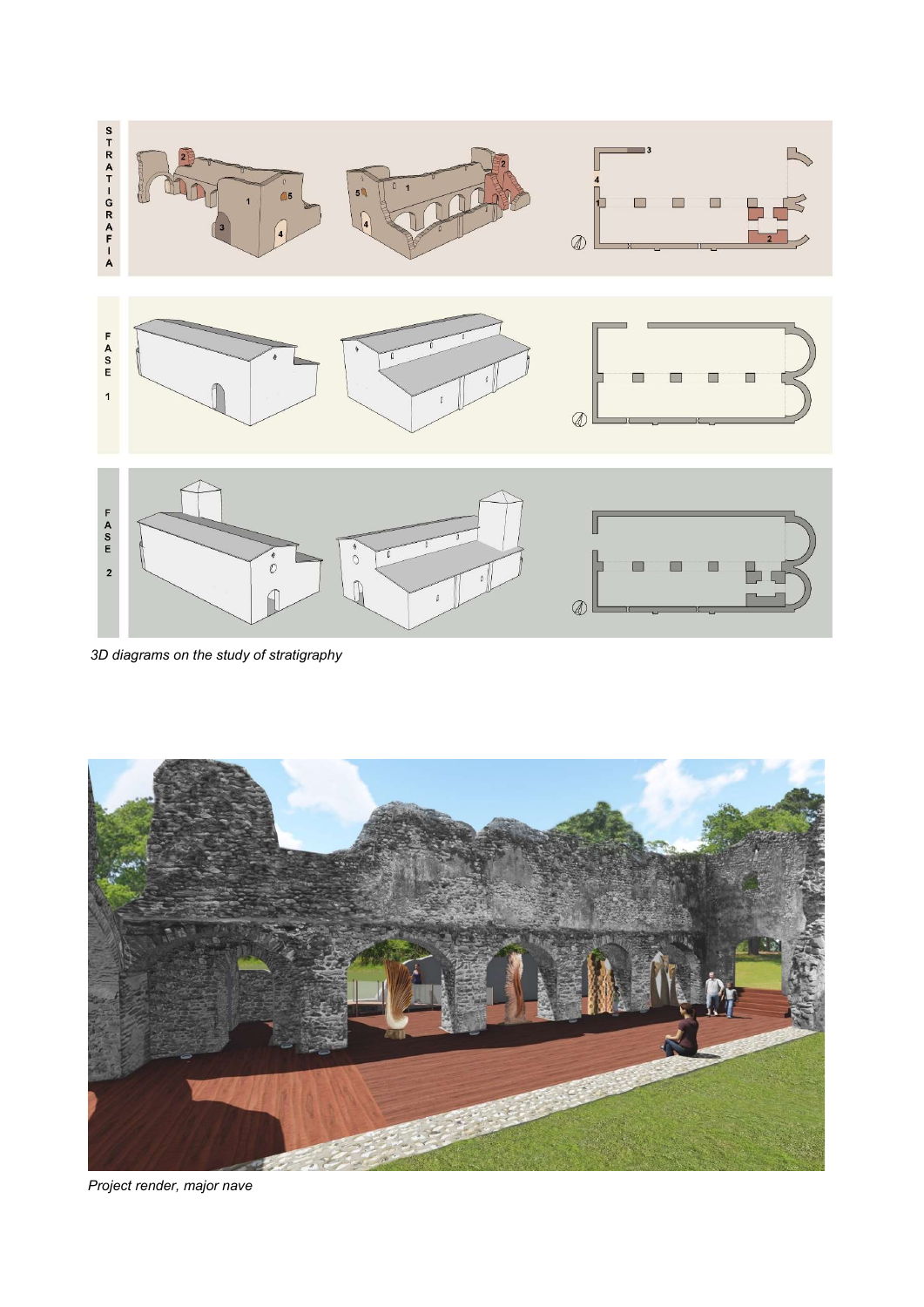3D diagrams on the study of stratigraphy

Project render, major nave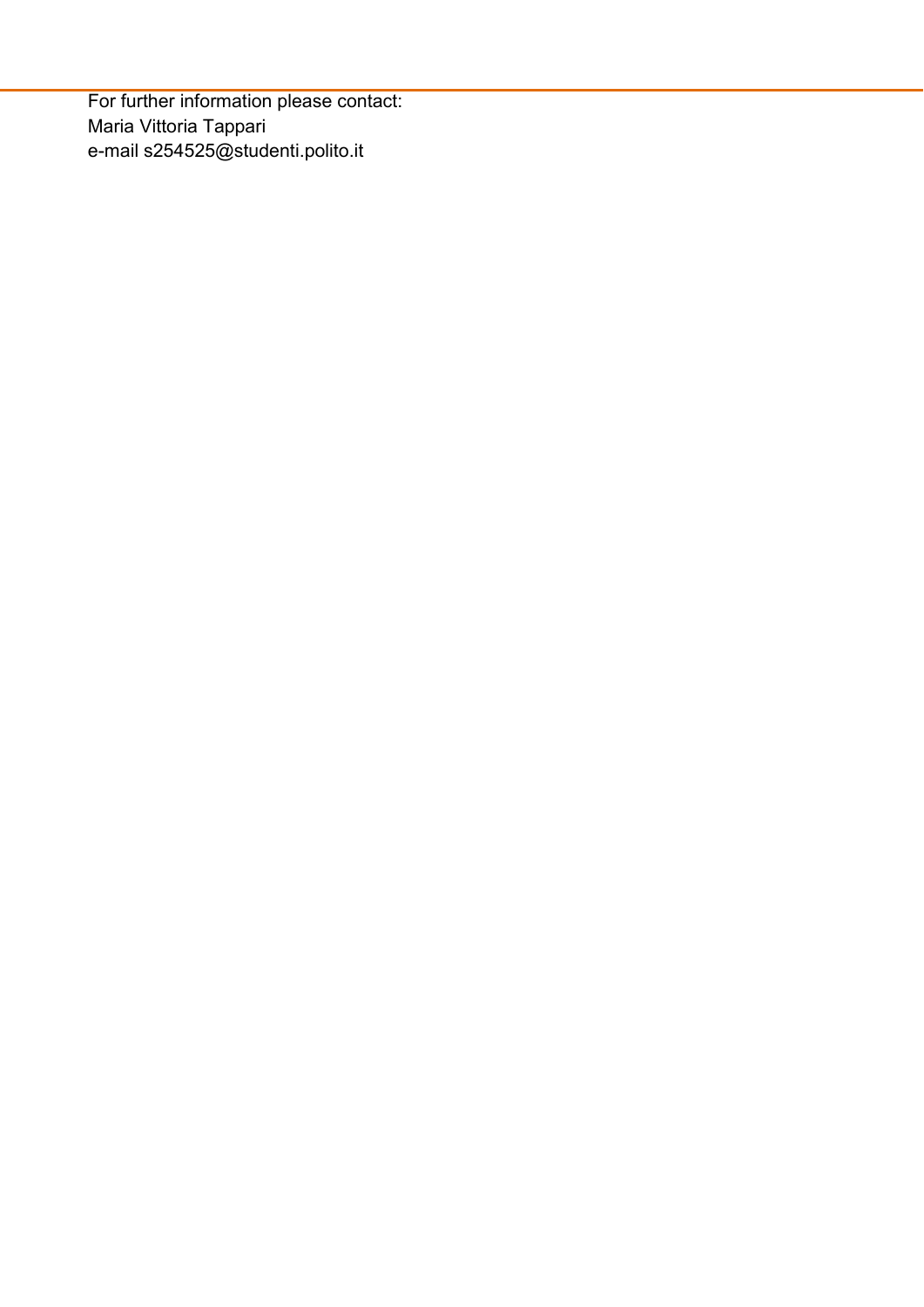For further information please contact:
Maria Vittoria Tappari
e-mail s254525@studenti.polito.it